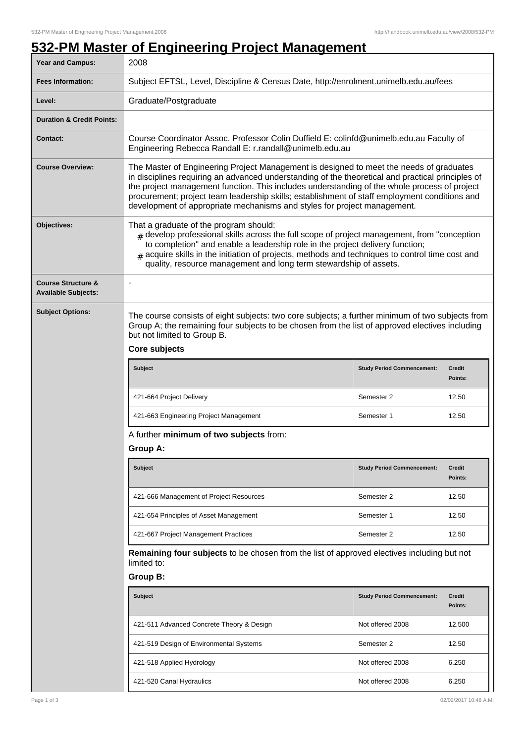# 532-PM Master of Engineering Project Management

| | |
|---|---|
| **Year and Campus:** | 2008 |
| **Fees Information:** | Subject EFTSL, Level, Discipline & Census Date, http://enrolment.unimelb.edu.au/fees |
| **Level:** | Graduate/Postgraduate |
| **Duration & Credit Points:** | |
| **Contact:** | Course Coordinator Assoc. Professor Colin Duffield E: colinfd@unimelb.edu.au Faculty of Engineering Rebecca Randall E: r.randall@unimelb.edu.au |
| **Course Overview:** | The Master of Engineering Project Management is designed to meet the needs of graduates in disciplines requiring an advanced understanding of the theoretical and practical principles of the project management function. This includes understanding of the whole process of project procurement; project team leadership skills; establishment of staff employment conditions and development of appropriate mechanisms and styles for project management. |
| **Objectives:** | That a graduate of the program should: # develop professional skills across the full scope of project management, from "conception to completion" and enable a leadership role in the project delivery function; # acquire skills in the initiation of projects, methods and techniques to control time cost and quality, resource management and long term stewardship of assets. |
| **Course Structure & Available Subjects:** | - |

**Subject Options:**

The course consists of eight subjects: two core subjects; a further minimum of two subjects from Group A; the remaining four subjects to be chosen from the list of approved electives including but not limited to Group B.

**Core subjects**

| Subject | Study Period Commencement: | Credit Points: |
|---|---|---|
| 421-664 Project Delivery | Semester 2 | 12.50 |
| 421-663 Engineering Project Management | Semester 1 | 12.50 |

A further **minimum of two subjects** from:

**Group A:**

| Subject | Study Period Commencement: | Credit Points: |
|---|---|---|
| 421-666 Management of Project Resources | Semester 2 | 12.50 |
| 421-654 Principles of Asset Management | Semester 1 | 12.50 |
| 421-667 Project Management Practices | Semester 2 | 12.50 |

**Remaining four subjects** to be chosen from the list of approved electives including but not limited to:

**Group B:**

| Subject | Study Period Commencement: | Credit Points: |
|---|---|---|
| 421-511 Advanced Concrete Theory & Design | Not offered 2008 | 12.500 |
| 421-519 Design of Environmental Systems | Semester 2 | 12.50 |
| 421-518 Applied Hydrology | Not offered 2008 | 6.250 |
| 421-520 Canal Hydraulics | Not offered 2008 | 6.250 |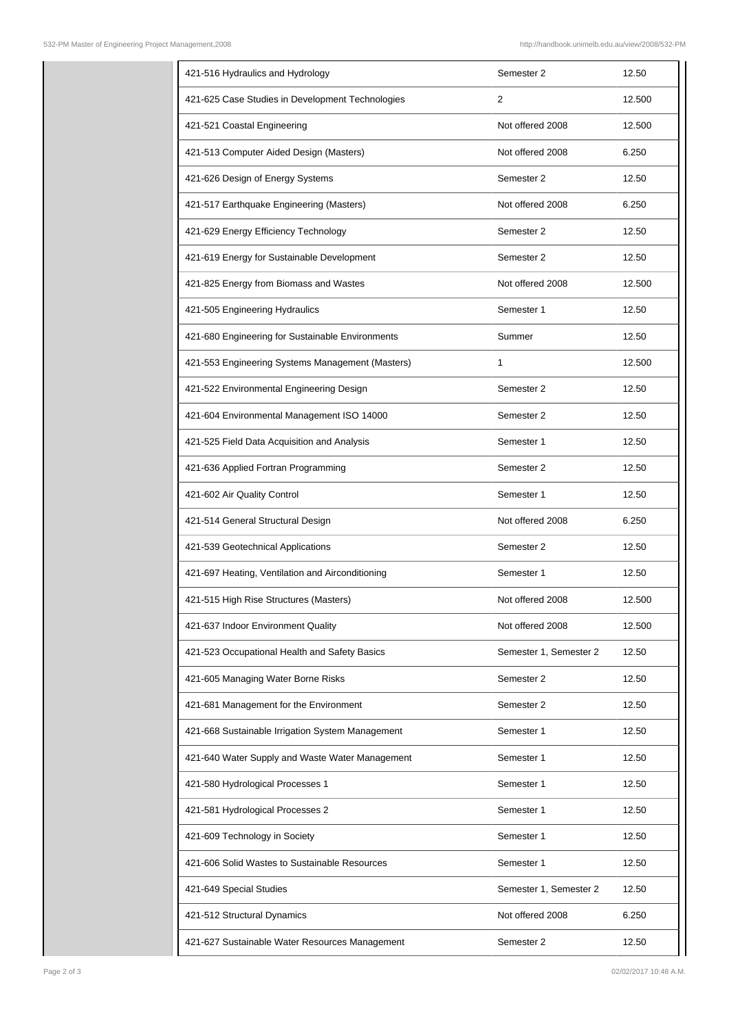| | | |
|---|---|---|
| 421-516 Hydraulics and Hydrology | Semester 2 | 12.50 |
| 421-625 Case Studies in Development Technologies | 2 | 12.500 |
| 421-521 Coastal Engineering | Not offered 2008 | 12.500 |
| 421-513 Computer Aided Design (Masters) | Not offered 2008 | 6.250 |
| 421-626 Design of Energy Systems | Semester 2 | 12.50 |
| 421-517 Earthquake Engineering (Masters) | Not offered 2008 | 6.250 |
| 421-629 Energy Efficiency Technology | Semester 2 | 12.50 |
| 421-619 Energy for Sustainable Development | Semester 2 | 12.50 |
| 421-825 Energy from Biomass and Wastes | Not offered 2008 | 12.500 |
| 421-505 Engineering Hydraulics | Semester 1 | 12.50 |
| 421-680 Engineering for Sustainable Environments | Summer | 12.50 |
| 421-553 Engineering Systems Management (Masters) | 1 | 12.500 |
| 421-522 Environmental Engineering Design | Semester 2 | 12.50 |
| 421-604 Environmental Management ISO 14000 | Semester 2 | 12.50 |
| 421-525 Field Data Acquisition and Analysis | Semester 1 | 12.50 |
| 421-636 Applied Fortran Programming | Semester 2 | 12.50 |
| 421-602 Air Quality Control | Semester 1 | 12.50 |
| 421-514 General Structural Design | Not offered 2008 | 6.250 |
| 421-539 Geotechnical Applications | Semester 2 | 12.50 |
| 421-697 Heating, Ventilation and Airconditioning | Semester 1 | 12.50 |
| 421-515 High Rise Structures (Masters) | Not offered 2008 | 12.500 |
| 421-637 Indoor Environment Quality | Not offered 2008 | 12.500 |
| 421-523 Occupational Health and Safety Basics | Semester 1, Semester 2 | 12.50 |
| 421-605 Managing Water Borne Risks | Semester 2 | 12.50 |
| 421-681 Management for the Environment | Semester 2 | 12.50 |
| 421-668 Sustainable Irrigation System Management | Semester 1 | 12.50 |
| 421-640 Water Supply and Waste Water Management | Semester 1 | 12.50 |
| 421-580 Hydrological Processes 1 | Semester 1 | 12.50 |
| 421-581 Hydrological Processes 2 | Semester 1 | 12.50 |
| 421-609 Technology in Society | Semester 1 | 12.50 |
| 421-606 Solid Wastes to Sustainable Resources | Semester 1 | 12.50 |
| 421-649 Special Studies | Semester 1, Semester 2 | 12.50 |
| 421-512 Structural Dynamics | Not offered 2008 | 6.250 |
| 421-627 Sustainable Water Resources Management | Semester 2 | 12.50 |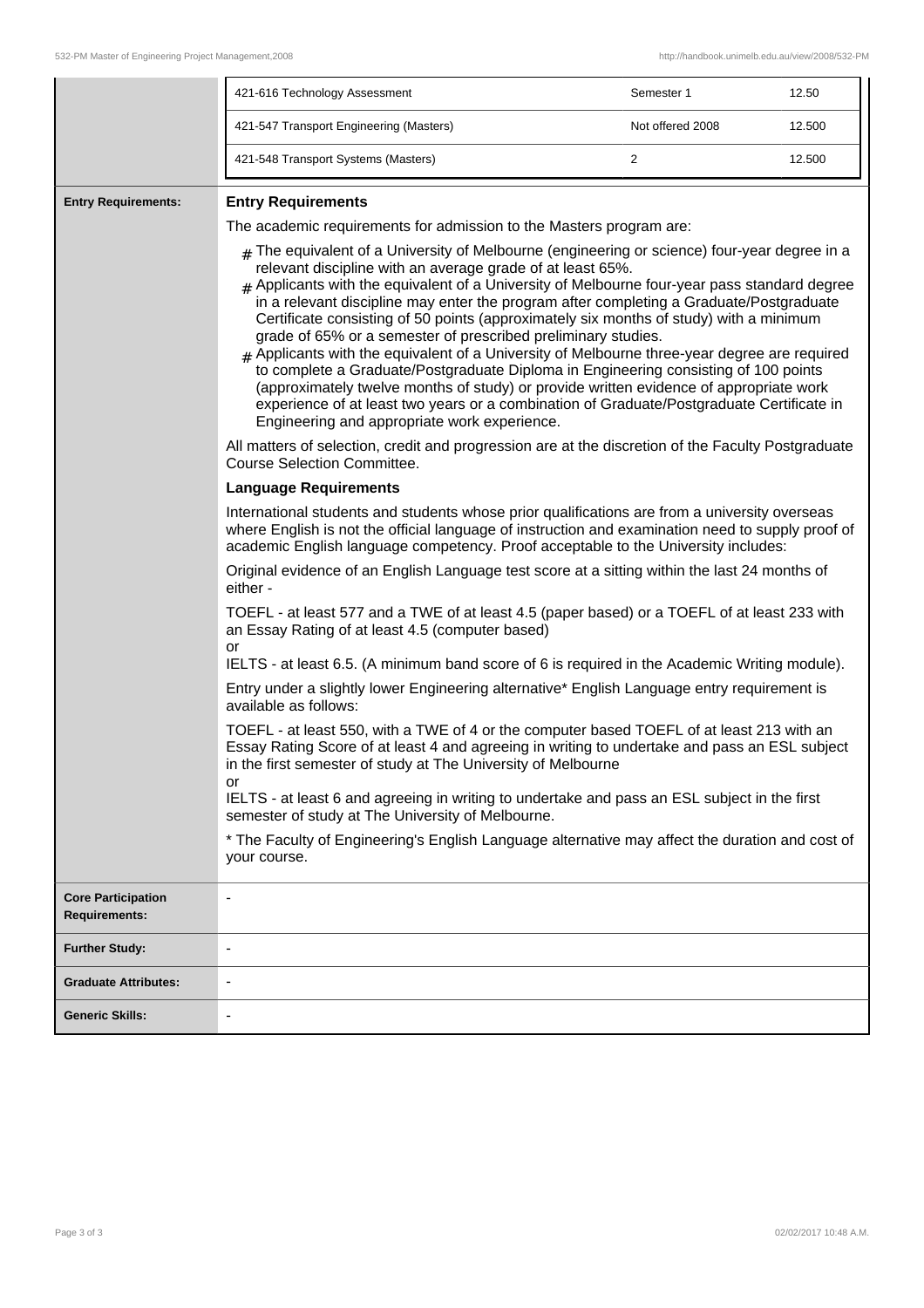| | | | |
|---|---|---|---|
| | 421-616 Technology Assessment | Semester 1 | 12.50 |
| | 421-547 Transport Engineering (Masters) | Not offered 2008 | 12.500 |
| | 421-548 Transport Systems (Masters) | 2 | 12.500 |

**Entry Requirements:**

### Entry Requirements

The academic requirements for admission to the Masters program are:

- The equivalent of a University of Melbourne (engineering or science) four-year degree in a relevant discipline with an average grade of at least 65%.
- Applicants with the equivalent of a University of Melbourne four-year pass standard degree in a relevant discipline may enter the program after completing a Graduate/Postgraduate Certificate consisting of 50 points (approximately six months of study) with a minimum grade of 65% or a semester of prescribed preliminary studies.
- Applicants with the equivalent of a University of Melbourne three-year degree are required to complete a Graduate/Postgraduate Diploma in Engineering consisting of 100 points (approximately twelve months of study) or provide written evidence of appropriate work experience of at least two years or a combination of Graduate/Postgraduate Certificate in Engineering and appropriate work experience.

All matters of selection, credit and progression are at the discretion of the Faculty Postgraduate Course Selection Committee.

### Language Requirements

International students and students whose prior qualifications are from a university overseas where English is not the official language of instruction and examination need to supply proof of academic English language competency. Proof acceptable to the University includes:

Original evidence of an English Language test score at a sitting within the last 24 months of either -

TOEFL - at least 577 and a TWE of at least 4.5 (paper based) or a TOEFL of at least 233 with an Essay Rating of at least 4.5 (computer based)
or
IELTS - at least 6.5. (A minimum band score of 6 is required in the Academic Writing module).

Entry under a slightly lower Engineering alternative* English Language entry requirement is available as follows:

TOEFL - at least 550, with a TWE of 4 or the computer based TOEFL of at least 213 with an Essay Rating Score of at least 4 and agreeing in writing to undertake and pass an ESL subject in the first semester of study at The University of Melbourne
or
IELTS - at least 6 and agreeing in writing to undertake and pass an ESL subject in the first semester of study at The University of Melbourne.

* The Faculty of Engineering's English Language alternative may affect the duration and cost of your course.

**Core Participation Requirements:** -

**Further Study:** -

**Graduate Attributes:** -

**Generic Skills:** -